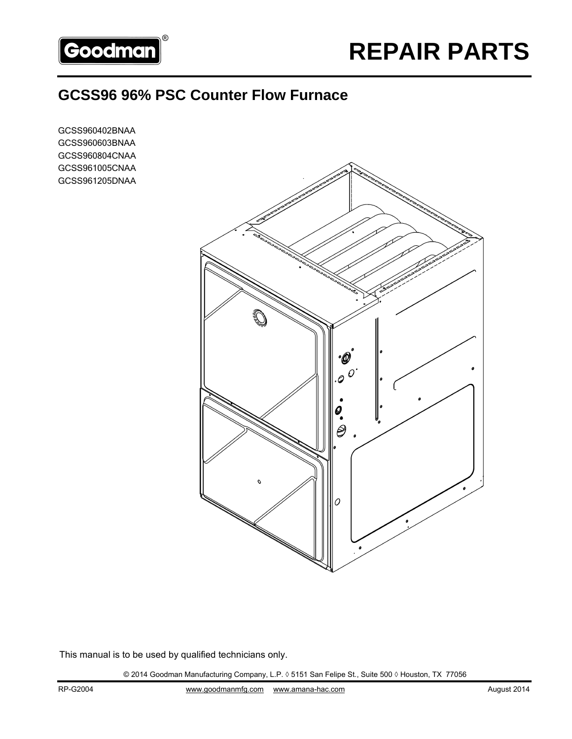Goodman®

# REPAIR PARTS

## GCSS96 96% PSC Counter Flow Furnace

GCSS960402BNAA
GCSS960603BNAA
GCSS960804CNAA
GCSS961005CNAA
GCSS961205DNAA

This manual is to be used by qualified technicians only.

© 2014 Goodman Manufacturing Company, L.P. ◊ 5151 San Felipe St., Suite 500 ◊ Houston, TX 77056

RP-G2004 www.goodmanmfg.com www.amana-hac.com August 2014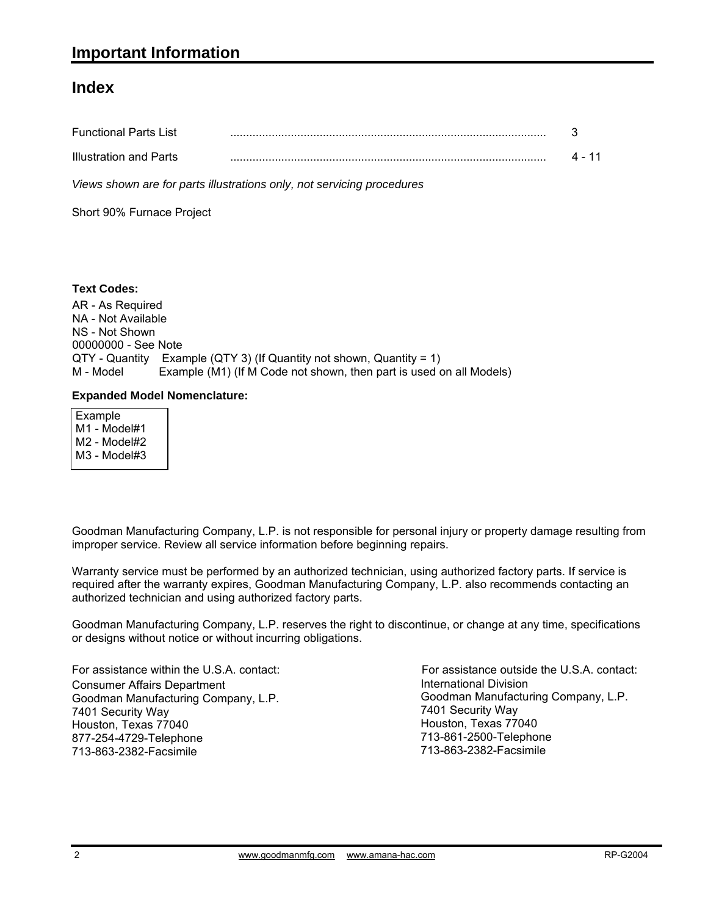# Important Information

## Index

| Functional Parts List | 3 |
|---|---|
| Illustration and Parts | 4 - 11 |

*Views shown are for parts illustrations only, not servicing procedures*

Short 90% Furnace Project

**Text Codes:**

AR - As Required
NA - Not Available
NS - Not Shown
00000000 - See Note
QTY - Quantity Example (QTY 3) (If Quantity not shown, Quantity = 1)
M - Model Example (M1) (If M Code not shown, then part is used on all Models)

**Expanded Model Nomenclature:**

Example
M1 - Model#1
M2 - Model#2
M3 - Model#3

Goodman Manufacturing Company, L.P. is not responsible for personal injury or property damage resulting from improper service. Review all service information before beginning repairs.

Warranty service must be performed by an authorized technician, using authorized factory parts. If service is required after the warranty expires, Goodman Manufacturing Company, L.P. also recommends contacting an authorized technician and using authorized factory parts.

Goodman Manufacturing Company, L.P. reserves the right to discontinue, or change at any time, specifications or designs without notice or without incurring obligations.

For assistance within the U.S.A. contact:
Consumer Affairs Department
Goodman Manufacturing Company, L.P.
7401 Security Way
Houston, Texas 77040
877-254-4729-Telephone
713-863-2382-Facsimile

For assistance outside the U.S.A. contact:
International Division
Goodman Manufacturing Company, L.P.
7401 Security Way
Houston, Texas 77040
713-861-2500-Telephone
713-863-2382-Facsimile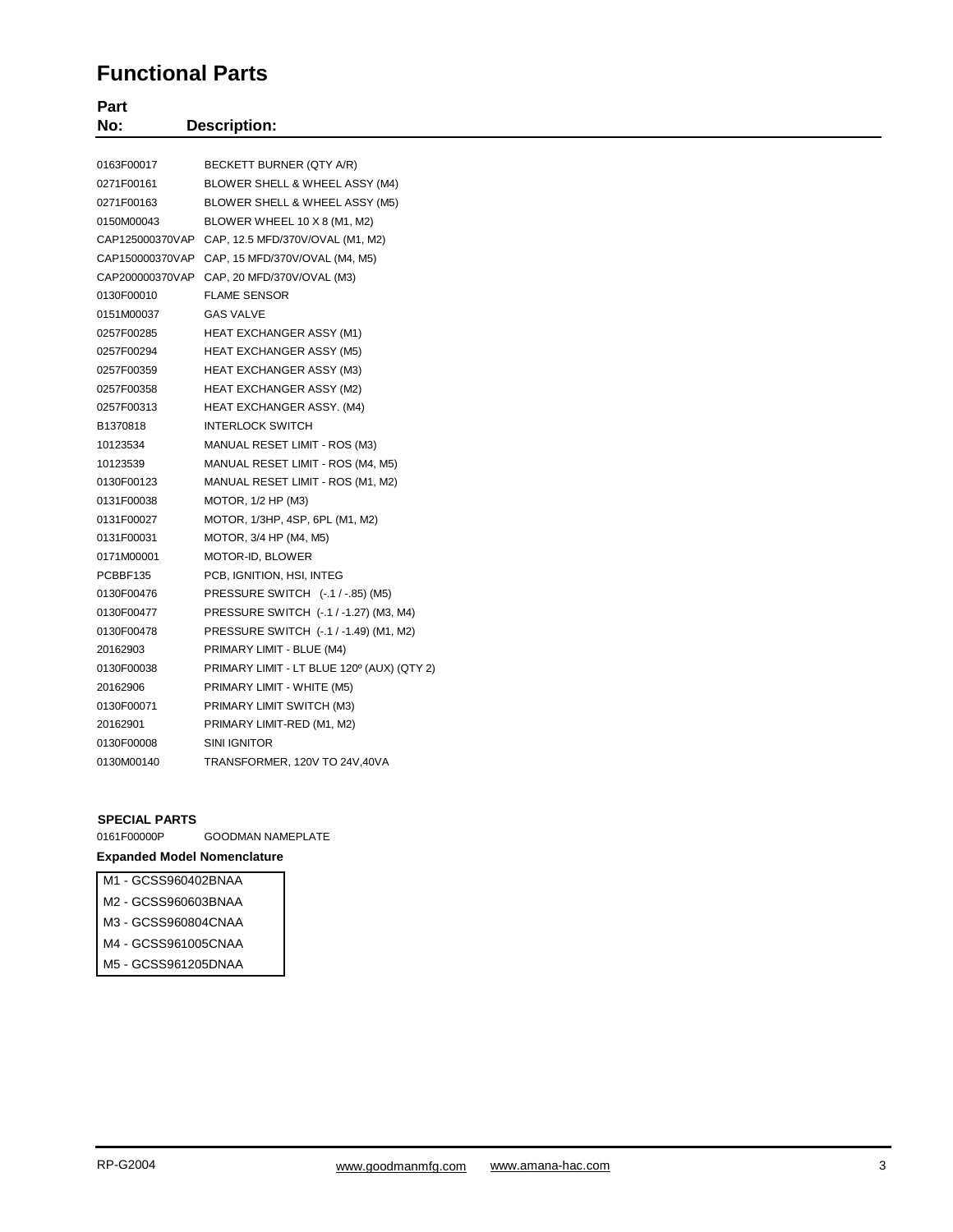# Functional Parts

| Part No: | Description: |
|---|---|
| 0163F00017 | BECKETT BURNER (QTY A/R) |
| 0271F00161 | BLOWER SHELL & WHEEL ASSY (M4) |
| 0271F00163 | BLOWER SHELL & WHEEL ASSY (M5) |
| 0150M00043 | BLOWER WHEEL 10 X 8 (M1, M2) |
| CAP125000370VAP | CAP, 12.5 MFD/370V/OVAL (M1, M2) |
| CAP150000370VAP | CAP, 15 MFD/370V/OVAL (M4, M5) |
| CAP200000370VAP | CAP, 20 MFD/370V/OVAL (M3) |
| 0130F00010 | FLAME SENSOR |
| 0151M00037 | GAS VALVE |
| 0257F00285 | HEAT EXCHANGER ASSY (M1) |
| 0257F00294 | HEAT EXCHANGER ASSY (M5) |
| 0257F00359 | HEAT EXCHANGER ASSY (M3) |
| 0257F00358 | HEAT EXCHANGER ASSY (M2) |
| 0257F00313 | HEAT EXCHANGER ASSY. (M4) |
| B1370818 | INTERLOCK SWITCH |
| 10123534 | MANUAL RESET LIMIT - ROS (M3) |
| 10123539 | MANUAL RESET LIMIT - ROS (M4, M5) |
| 0130F00123 | MANUAL RESET LIMIT - ROS (M1, M2) |
| 0131F00038 | MOTOR, 1/2 HP (M3) |
| 0131F00027 | MOTOR, 1/3HP, 4SP, 6PL (M1, M2) |
| 0131F00031 | MOTOR, 3/4 HP (M4, M5) |
| 0171M00001 | MOTOR-ID, BLOWER |
| PCBBF135 | PCB, IGNITION, HSI, INTEG |
| 0130F00476 | PRESSURE SWITCH (-.1 / -.85) (M5) |
| 0130F00477 | PRESSURE SWITCH (-.1 / -1.27) (M3, M4) |
| 0130F00478 | PRESSURE SWITCH (-.1 / -1.49) (M1, M2) |
| 20162903 | PRIMARY LIMIT - BLUE (M4) |
| 0130F00038 | PRIMARY LIMIT - LT BLUE 120º (AUX) (QTY 2) |
| 20162906 | PRIMARY LIMIT - WHITE (M5) |
| 0130F00071 | PRIMARY LIMIT SWITCH (M3) |
| 20162901 | PRIMARY LIMIT-RED (M1, M2) |
| 0130F00008 | SINI IGNITOR |
| 0130M00140 | TRANSFORMER, 120V TO 24V,40VA |

**SPECIAL PARTS**

| | |
|---|---|
| 0161F00000P | GOODMAN NAMEPLATE |

**Expanded Model Nomenclature**

| |
|---|
| M1 - GCSS960402BNAA |
| M2 - GCSS960603BNAA |
| M3 - GCSS960804CNAA |
| M4 - GCSS961005CNAA |
| M5 - GCSS961205DNAA |

RP-G2004 www.goodmanmfg.com www.amana-hac.com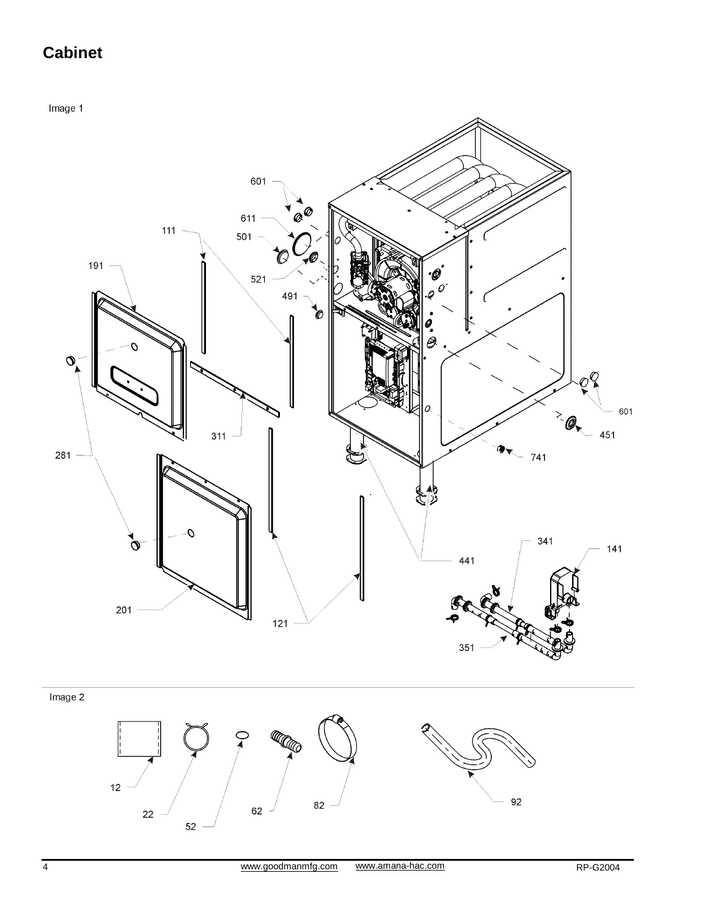# Cabinet

Image 1

Image 2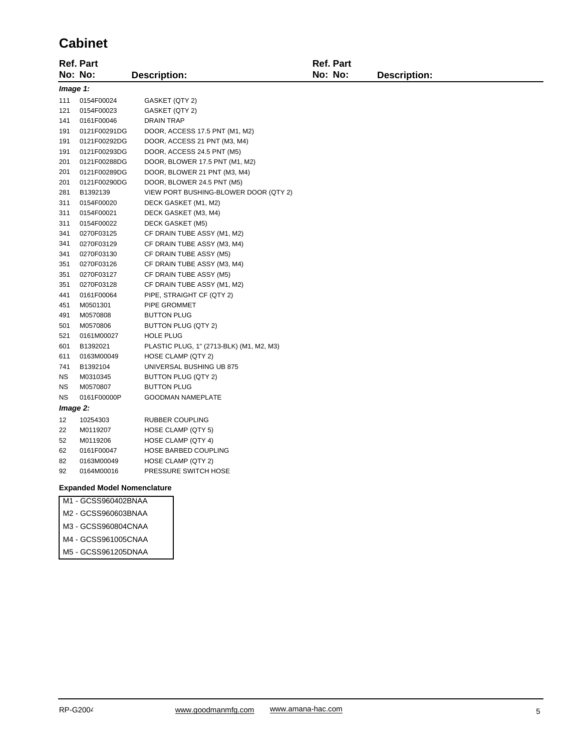# Cabinet

| Ref. No: | Part No: | Description: |
|---|---|---|
| ***Image 1:*** | | |
| 111 | 0154F00024 | GASKET (QTY 2) |
| 121 | 0154F00023 | GASKET (QTY 2) |
| 141 | 0161F00046 | DRAIN TRAP |
| 191 | 0121F00291DG | DOOR, ACCESS 17.5 PNT (M1, M2) |
| 191 | 0121F00292DG | DOOR, ACCESS 21 PNT (M3, M4) |
| 191 | 0121F00293DG | DOOR, ACCESS 24.5 PNT (M5) |
| 201 | 0121F00288DG | DOOR, BLOWER 17.5 PNT (M1, M2) |
| 201 | 0121F00289DG | DOOR, BLOWER 21 PNT (M3, M4) |
| 201 | 0121F00290DG | DOOR, BLOWER 24.5 PNT (M5) |
| 281 | B1392139 | VIEW PORT BUSHING-BLOWER DOOR (QTY 2) |
| 311 | 0154F00020 | DECK GASKET (M1, M2) |
| 311 | 0154F00021 | DECK GASKET (M3, M4) |
| 311 | 0154F00022 | DECK GASKET (M5) |
| 341 | 0270F03125 | CF DRAIN TUBE ASSY (M1, M2) |
| 341 | 0270F03129 | CF DRAIN TUBE ASSY (M3, M4) |
| 341 | 0270F03130 | CF DRAIN TUBE ASSY (M5) |
| 351 | 0270F03126 | CF DRAIN TUBE ASSY (M3, M4) |
| 351 | 0270F03127 | CF DRAIN TUBE ASSY (M5) |
| 351 | 0270F03128 | CF DRAIN TUBE ASSY (M1, M2) |
| 441 | 0161F00064 | PIPE, STRAIGHT CF (QTY 2) |
| 451 | M0501301 | PIPE GROMMET |
| 491 | M0570808 | BUTTON PLUG |
| 501 | M0570806 | BUTTON PLUG (QTY 2) |
| 521 | 0161M00027 | HOLE PLUG |
| 601 | B1392021 | PLASTIC PLUG, 1" (2713-BLK) (M1, M2, M3) |
| 611 | 0163M00049 | HOSE CLAMP (QTY 2) |
| 741 | B1392104 | UNIVERSAL BUSHING UB 875 |
| NS | M0310345 | BUTTON PLUG (QTY 2) |
| NS | M0570807 | BUTTON PLUG |
| NS | 0161F00000P | GOODMAN NAMEPLATE |
| ***Image 2:*** | | |
| 12 | 10254303 | RUBBER COUPLING |
| 22 | M0119207 | HOSE CLAMP (QTY 5) |
| 52 | M0119206 | HOSE CLAMP (QTY 4) |
| 62 | 0161F00047 | HOSE BARBED COUPLING |
| 82 | 0163M00049 | HOSE CLAMP (QTY 2) |
| 92 | 0164M00016 | PRESSURE SWITCH HOSE |

**Expanded Model Nomenclature**

| |
|---|
| M1 - GCSS960402BNAA |
| M2 - GCSS960603BNAA |
| M3 - GCSS960804CNAA |
| M4 - GCSS961005CNAA |
| M5 - GCSS961205DNAA |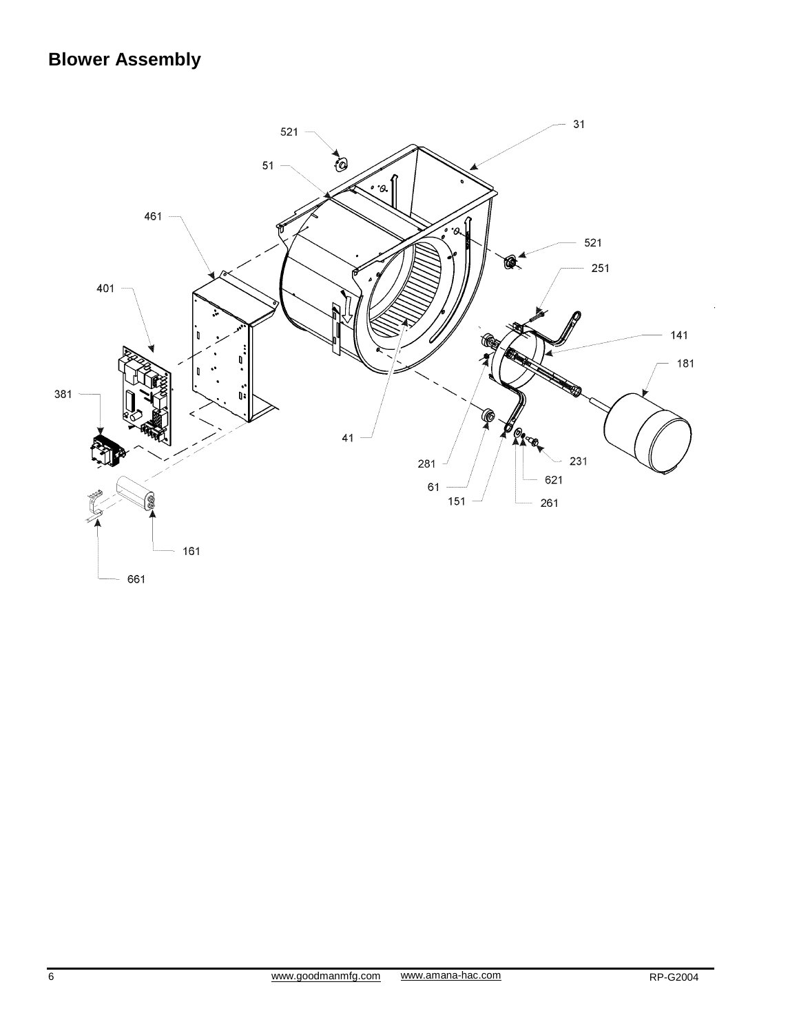# Blower Assembly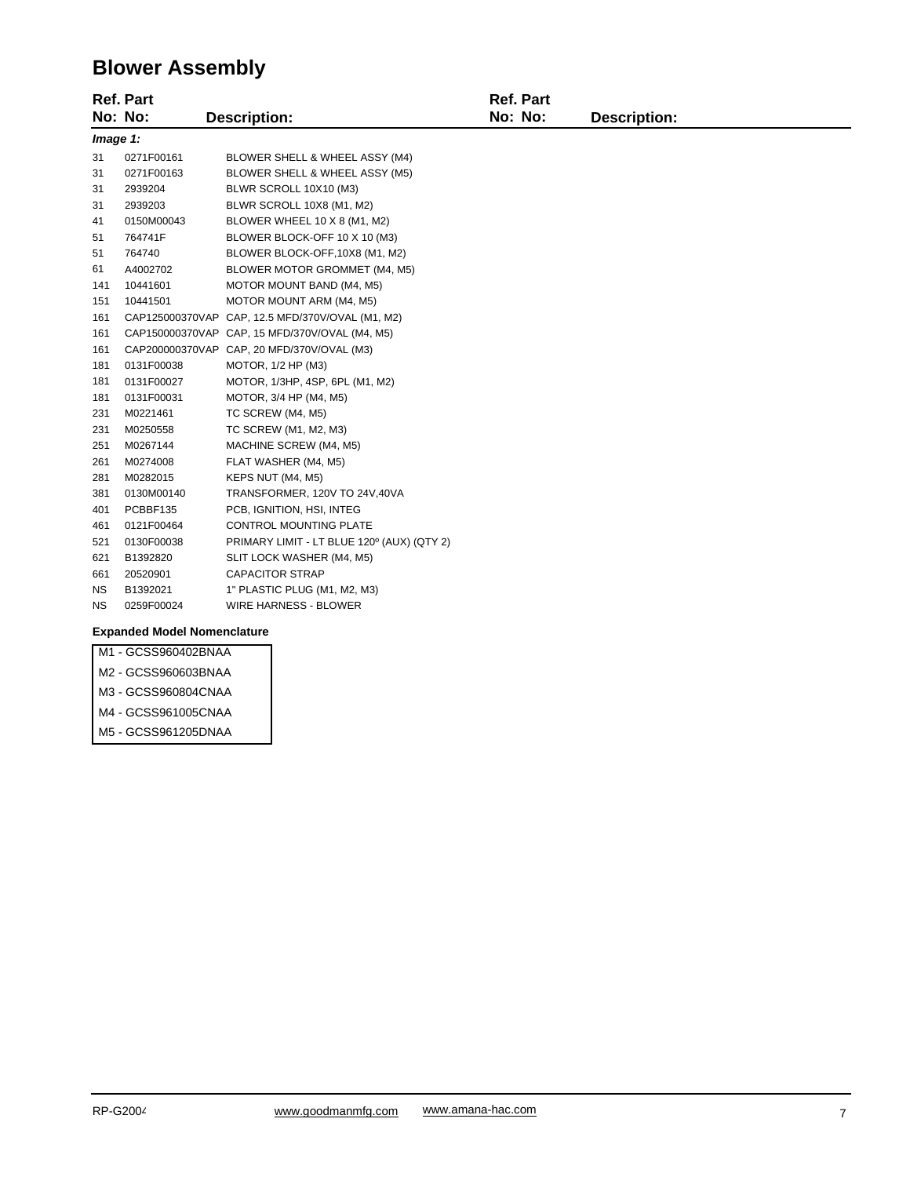# Blower Assembly

| Ref. No: | Part No: | Description: |
|---|---|---|
| ***Image 1:*** | | |
| 31 | 0271F00161 | BLOWER SHELL & WHEEL ASSY (M4) |
| 31 | 0271F00163 | BLOWER SHELL & WHEEL ASSY (M5) |
| 31 | 2939204 | BLWR SCROLL 10X10 (M3) |
| 31 | 2939203 | BLWR SCROLL 10X8 (M1, M2) |
| 41 | 0150M00043 | BLOWER WHEEL 10 X 8 (M1, M2) |
| 51 | 764741F | BLOWER BLOCK-OFF 10 X 10 (M3) |
| 51 | 764740 | BLOWER BLOCK-OFF,10X8 (M1, M2) |
| 61 | A4002702 | BLOWER MOTOR GROMMET (M4, M5) |
| 141 | 10441601 | MOTOR MOUNT BAND (M4, M5) |
| 151 | 10441501 | MOTOR MOUNT ARM (M4, M5) |
| 161 | CAP125000370VAP | CAP, 12.5 MFD/370V/OVAL (M1, M2) |
| 161 | CAP150000370VAP | CAP, 15 MFD/370V/OVAL (M4, M5) |
| 161 | CAP200000370VAP | CAP, 20 MFD/370V/OVAL (M3) |
| 181 | 0131F00038 | MOTOR, 1/2 HP (M3) |
| 181 | 0131F00027 | MOTOR, 1/3HP, 4SP, 6PL (M1, M2) |
| 181 | 0131F00031 | MOTOR, 3/4 HP (M4, M5) |
| 231 | M0221461 | TC SCREW (M4, M5) |
| 231 | M0250558 | TC SCREW (M1, M2, M3) |
| 251 | M0267144 | MACHINE SCREW (M4, M5) |
| 261 | M0274008 | FLAT WASHER (M4, M5) |
| 281 | M0282015 | KEPS NUT (M4, M5) |
| 381 | 0130M00140 | TRANSFORMER, 120V TO 24V,40VA |
| 401 | PCBBF135 | PCB, IGNITION, HSI, INTEG |
| 461 | 0121F00464 | CONTROL MOUNTING PLATE |
| 521 | 0130F00038 | PRIMARY LIMIT - LT BLUE 120º (AUX) (QTY 2) |
| 621 | B1392820 | SLIT LOCK WASHER (M4, M5) |
| 661 | 20520901 | CAPACITOR STRAP |
| NS | B1392021 | 1" PLASTIC PLUG (M1, M2, M3) |
| NS | 0259F00024 | WIRE HARNESS - BLOWER |

**Expanded Model Nomenclature**

| |
|---|
| M1 - GCSS960402BNAA |
| M2 - GCSS960603BNAA |
| M3 - GCSS960804CNAA |
| M4 - GCSS961005CNAA |
| M5 - GCSS961205DNAA |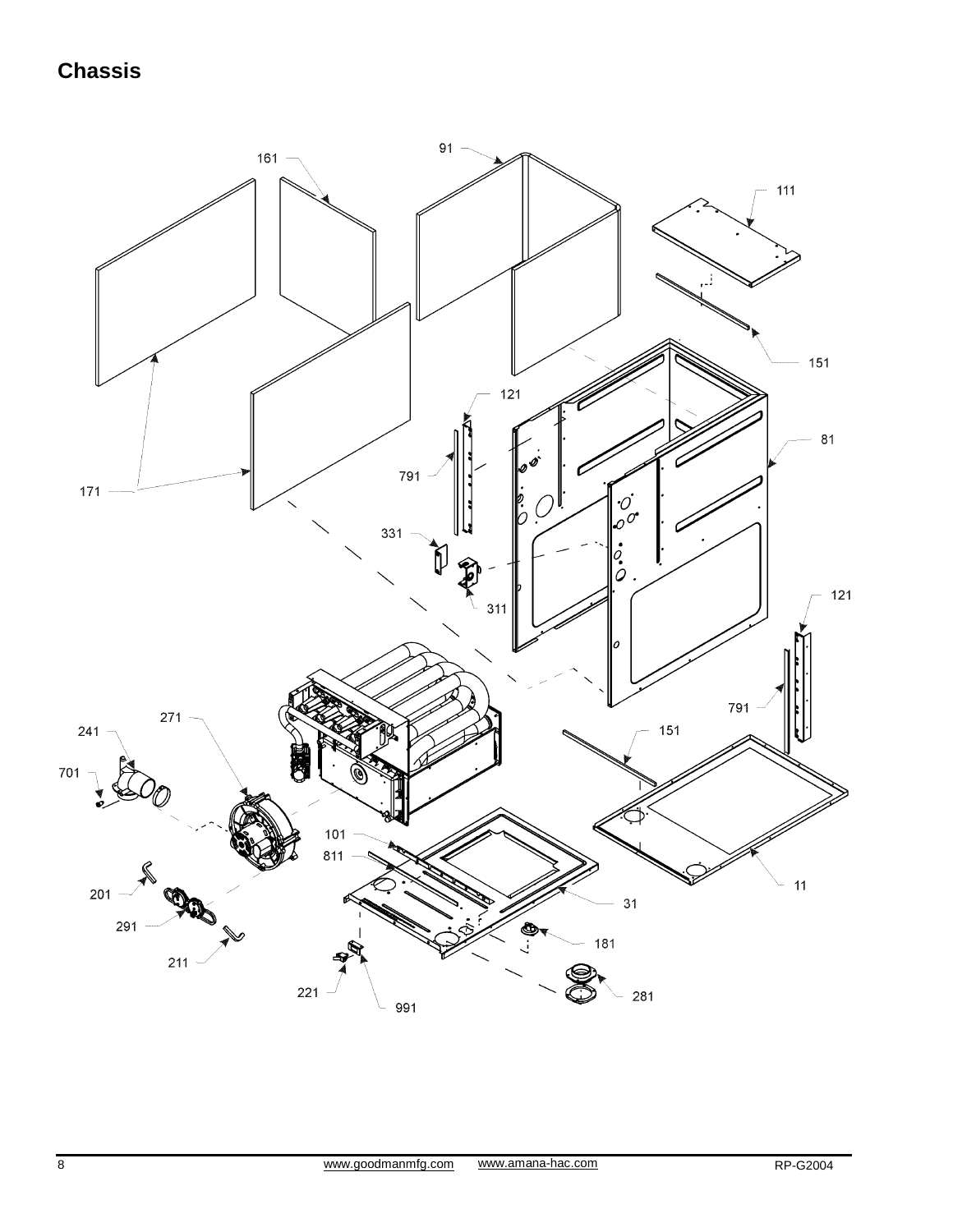## Chassis

161 91 111 151 81 121 791 171 331 311 121 791 151 271 241 701 101 811 11 31 201 291 181 211 221 991 281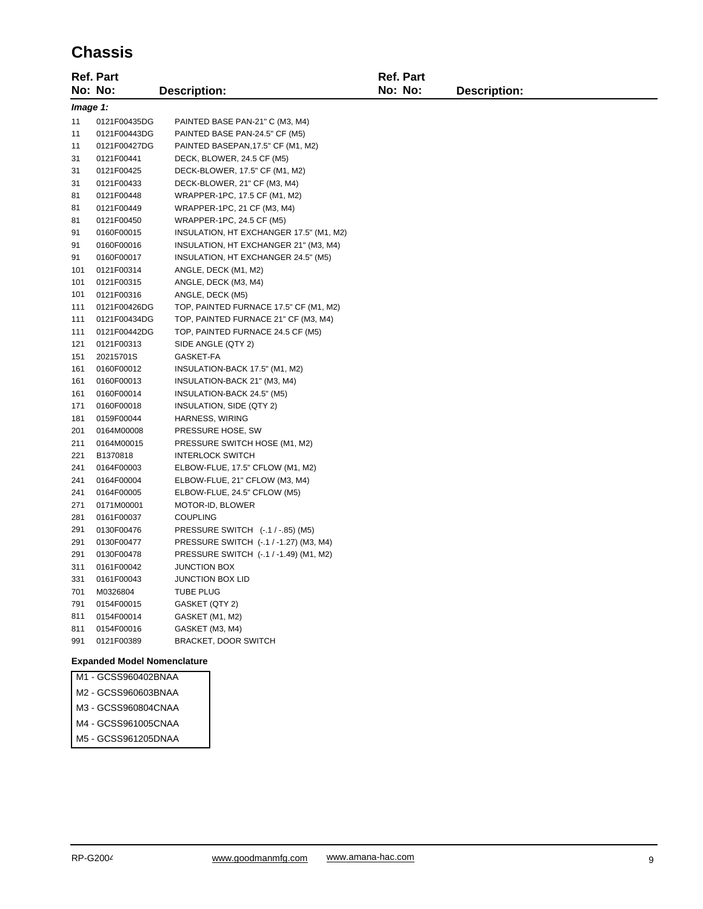# Chassis

| Ref. No: | Part No: | Description: |
|---|---|---|
| ***Image 1:*** | | |
| 11 | 0121F00435DG | PAINTED BASE PAN-21" C (M3, M4) |
| 11 | 0121F00443DG | PAINTED BASE PAN-24.5" CF (M5) |
| 11 | 0121F00427DG | PAINTED BASEPAN,17.5" CF (M1, M2) |
| 31 | 0121F00441 | DECK, BLOWER, 24.5 CF (M5) |
| 31 | 0121F00425 | DECK-BLOWER, 17.5" CF (M1, M2) |
| 31 | 0121F00433 | DECK-BLOWER, 21" CF (M3, M4) |
| 81 | 0121F00448 | WRAPPER-1PC, 17.5 CF (M1, M2) |
| 81 | 0121F00449 | WRAPPER-1PC, 21 CF (M3, M4) |
| 81 | 0121F00450 | WRAPPER-1PC, 24.5 CF (M5) |
| 91 | 0160F00015 | INSULATION, HT EXCHANGER 17.5" (M1, M2) |
| 91 | 0160F00016 | INSULATION, HT EXCHANGER 21" (M3, M4) |
| 91 | 0160F00017 | INSULATION, HT EXCHANGER 24.5" (M5) |
| 101 | 0121F00314 | ANGLE, DECK (M1, M2) |
| 101 | 0121F00315 | ANGLE, DECK (M3, M4) |
| 101 | 0121F00316 | ANGLE, DECK (M5) |
| 111 | 0121F00426DG | TOP, PAINTED FURNACE 17.5" CF (M1, M2) |
| 111 | 0121F00434DG | TOP, PAINTED FURNACE 21" CF (M3, M4) |
| 111 | 0121F00442DG | TOP, PAINTED FURNACE 24.5 CF (M5) |
| 121 | 0121F00313 | SIDE ANGLE (QTY 2) |
| 151 | 20215701S | GASKET-FA |
| 161 | 0160F00012 | INSULATION-BACK 17.5" (M1, M2) |
| 161 | 0160F00013 | INSULATION-BACK 21" (M3, M4) |
| 161 | 0160F00014 | INSULATION-BACK 24.5" (M5) |
| 171 | 0160F00018 | INSULATION, SIDE (QTY 2) |
| 181 | 0159F00044 | HARNESS, WIRING |
| 201 | 0164M00008 | PRESSURE HOSE, SW |
| 211 | 0164M00015 | PRESSURE SWITCH HOSE (M1, M2) |
| 221 | B1370818 | INTERLOCK SWITCH |
| 241 | 0164F00003 | ELBOW-FLUE, 17.5" CFLOW (M1, M2) |
| 241 | 0164F00004 | ELBOW-FLUE, 21" CFLOW (M3, M4) |
| 241 | 0164F00005 | ELBOW-FLUE, 24.5" CFLOW (M5) |
| 271 | 0171M00001 | MOTOR-ID, BLOWER |
| 281 | 0161F00037 | COUPLING |
| 291 | 0130F00476 | PRESSURE SWITCH (-.1 / -.85) (M5) |
| 291 | 0130F00477 | PRESSURE SWITCH (-.1 / -1.27) (M3, M4) |
| 291 | 0130F00478 | PRESSURE SWITCH (-.1 / -1.49) (M1, M2) |
| 311 | 0161F00042 | JUNCTION BOX |
| 331 | 0161F00043 | JUNCTION BOX LID |
| 701 | M0326804 | TUBE PLUG |
| 791 | 0154F00015 | GASKET (QTY 2) |
| 811 | 0154F00014 | GASKET (M1, M2) |
| 811 | 0154F00016 | GASKET (M3, M4) |
| 991 | 0121F00389 | BRACKET, DOOR SWITCH |

**Expanded Model Nomenclature**

| |
|---|
| M1 - GCSS960402BNAA |
| M2 - GCSS960603BNAA |
| M3 - GCSS960804CNAA |
| M4 - GCSS961005CNAA |
| M5 - GCSS961205DNAA |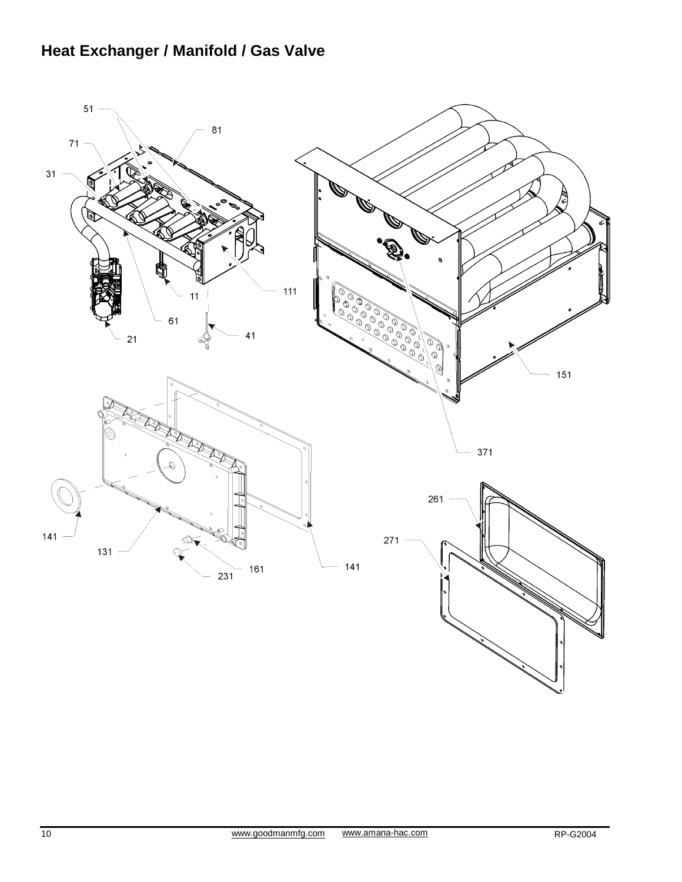## Heat Exchanger / Manifold / Gas Valve

51

81

71

31

111

11

61

41

21

151

371

261

271

141

131

161

141

231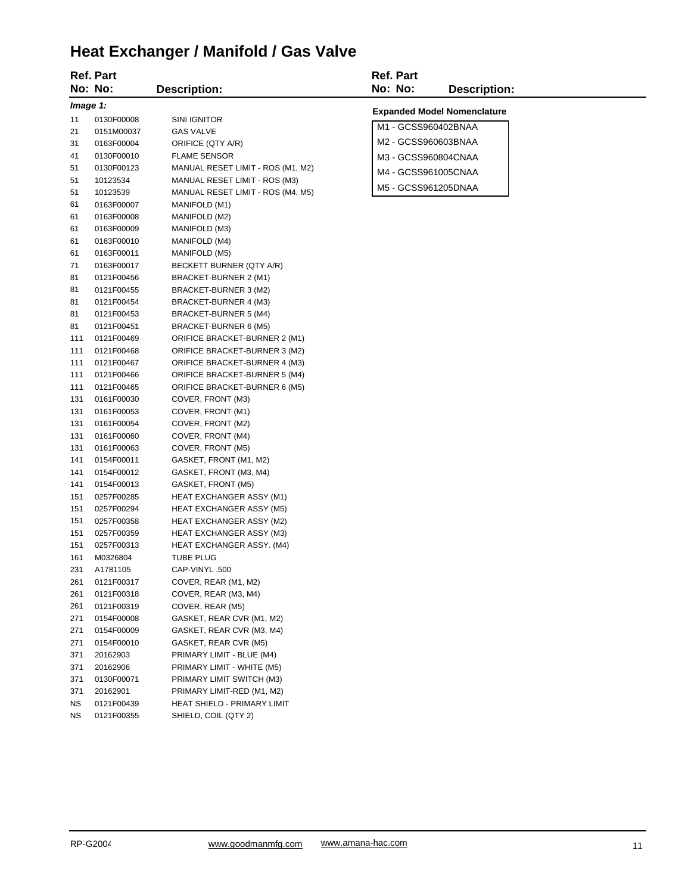# Heat Exchanger / Manifold / Gas Valve

| Ref. No: | Part No: | Description: |
|---|---|---|
| *Image 1:* | | |
| 11 | 0130F00008 | SINI IGNITOR |
| 21 | 0151M00037 | GAS VALVE |
| 31 | 0163F00004 | ORIFICE (QTY A/R) |
| 41 | 0130F00010 | FLAME SENSOR |
| 51 | 0130F00123 | MANUAL RESET LIMIT - ROS (M1, M2) |
| 51 | 10123534 | MANUAL RESET LIMIT - ROS (M3) |
| 51 | 10123539 | MANUAL RESET LIMIT - ROS (M4, M5) |
| 61 | 0163F00007 | MANIFOLD (M1) |
| 61 | 0163F00008 | MANIFOLD (M2) |
| 61 | 0163F00009 | MANIFOLD (M3) |
| 61 | 0163F00010 | MANIFOLD (M4) |
| 61 | 0163F00011 | MANIFOLD (M5) |
| 71 | 0163F00017 | BECKETT BURNER (QTY A/R) |
| 81 | 0121F00456 | BRACKET-BURNER 2 (M1) |
| 81 | 0121F00455 | BRACKET-BURNER 3 (M2) |
| 81 | 0121F00454 | BRACKET-BURNER 4 (M3) |
| 81 | 0121F00453 | BRACKET-BURNER 5 (M4) |
| 81 | 0121F00451 | BRACKET-BURNER 6 (M5) |
| 111 | 0121F00469 | ORIFICE BRACKET-BURNER 2 (M1) |
| 111 | 0121F00468 | ORIFICE BRACKET-BURNER 3 (M2) |
| 111 | 0121F00467 | ORIFICE BRACKET-BURNER 4 (M3) |
| 111 | 0121F00466 | ORIFICE BRACKET-BURNER 5 (M4) |
| 111 | 0121F00465 | ORIFICE BRACKET-BURNER 6 (M5) |
| 131 | 0161F00030 | COVER, FRONT (M3) |
| 131 | 0161F00053 | COVER, FRONT (M1) |
| 131 | 0161F00054 | COVER, FRONT (M2) |
| 131 | 0161F00060 | COVER, FRONT (M4) |
| 131 | 0161F00063 | COVER, FRONT (M5) |
| 141 | 0154F00011 | GASKET, FRONT (M1, M2) |
| 141 | 0154F00012 | GASKET, FRONT (M3, M4) |
| 141 | 0154F00013 | GASKET, FRONT (M5) |
| 151 | 0257F00285 | HEAT EXCHANGER ASSY (M1) |
| 151 | 0257F00294 | HEAT EXCHANGER ASSY (M5) |
| 151 | 0257F00358 | HEAT EXCHANGER ASSY (M2) |
| 151 | 0257F00359 | HEAT EXCHANGER ASSY (M3) |
| 151 | 0257F00313 | HEAT EXCHANGER ASSY. (M4) |
| 161 | M0326804 | TUBE PLUG |
| 231 | A1781105 | CAP-VINYL .500 |
| 261 | 0121F00317 | COVER, REAR (M1, M2) |
| 261 | 0121F00318 | COVER, REAR (M3, M4) |
| 261 | 0121F00319 | COVER, REAR (M5) |
| 271 | 0154F00008 | GASKET, REAR CVR (M1, M2) |
| 271 | 0154F00009 | GASKET, REAR CVR (M3, M4) |
| 271 | 0154F00010 | GASKET, REAR CVR (M5) |
| 371 | 20162903 | PRIMARY LIMIT - BLUE (M4) |
| 371 | 20162906 | PRIMARY LIMIT - WHITE (M5) |
| 371 | 0130F00071 | PRIMARY LIMIT SWITCH (M3) |
| 371 | 20162901 | PRIMARY LIMIT-RED (M1, M2) |
| NS | 0121F00439 | HEAT SHIELD - PRIMARY LIMIT |
| NS | 0121F00355 | SHIELD, COIL (QTY 2) |

**Expanded Model Nomenclature**

| |
|---|
| M1 - GCSS960402BNAA |
| M2 - GCSS960603BNAA |
| M3 - GCSS960804CNAA |
| M4 - GCSS961005CNAA |
| M5 - GCSS961205DNAA |